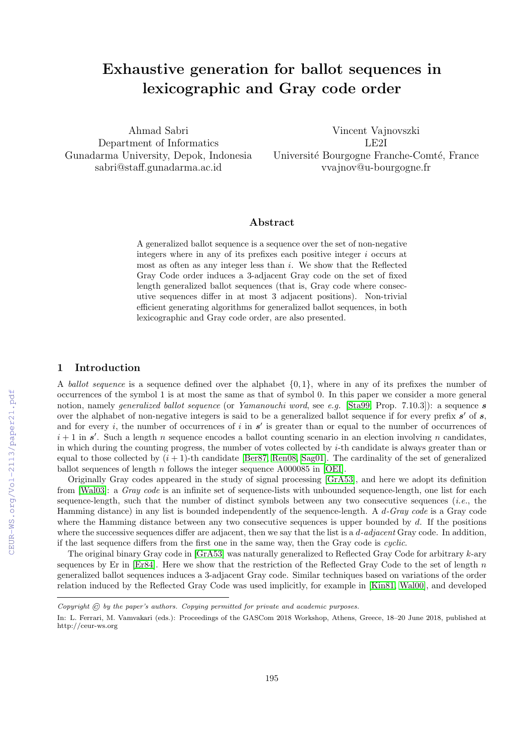# Exhaustive generation for ballot sequences in lexicographic and Gray code order

Ahmad Sabri
Department of Informatics
Gunadarma University, Depok, Indonesia
sabri@staff.gunadarma.ac.id

Vincent Vajnovszki
LE2I
Université Bourgogne Franche-Comté, France
vvajnov@u-bourgogne.fr

## Abstract

A generalized ballot sequence is a sequence over the set of non-negative integers where in any of its prefixes each positive integer $i$ occurs at most as often as any integer less than $i$. We show that the Reflected Gray Code order induces a 3-adjacent Gray code on the set of fixed length generalized ballot sequences (that is, Gray code where consecutive sequences differ in at most 3 adjacent positions). Non-trivial efficient generating algorithms for generalized ballot sequences, in both lexicographic and Gray code order, are also presented.

## 1 Introduction

A *ballot sequence* is a sequence defined over the alphabet $\{0, 1\}$, where in any of its prefixes the number of occurrences of the symbol 1 is at most the same as that of symbol 0. In this paper we consider a more general notion, namely *generalized ballot sequence* (or *Yamanouchi word*, see *e.g.* [Sta99, Prop. 7.10.3]): a sequence $\boldsymbol{s}$ over the alphabet of non-negative integers is said to be a generalized ballot sequence if for every prefix $\boldsymbol{s}'$ of $\boldsymbol{s}$, and for every $i$, the number of occurrences of $i$ in $\boldsymbol{s}'$ is greater than or equal to the number of occurrences of $i+1$ in $\boldsymbol{s}'$. Such a length $n$ sequence encodes a ballot counting scenario in an election involving $n$ candidates, in which during the counting progress, the number of votes collected by $i$-th candidate is always greater than or equal to those collected by $(i+1)$-th candidate [Ber87, Ren08, Sag01]. The cardinality of the set of generalized ballot sequences of length $n$ follows the integer sequence A000085 in [OEI].

Originally Gray codes appeared in the study of signal processing [GrA53], and here we adopt its definition from [Wal03]: a *Gray code* is an infinite set of sequence-lists with unbounded sequence-length, one list for each sequence-length, such that the number of distinct symbols between any two consecutive sequences (*i.e.*, the Hamming distance) in any list is bounded independently of the sequence-length. A *d-Gray code* is a Gray code where the Hamming distance between any two consecutive sequences is upper bounded by $d$. If the positions where the successive sequences differ are adjacent, then we say that the list is a *d-adjacent* Gray code. In addition, if the last sequence differs from the first one in the same way, then the Gray code is *cyclic*.

The original binary Gray code in [GrA53] was naturally generalized to Reflected Gray Code for arbitrary $k$-ary sequences by Er in [Er84]. Here we show that the restriction of the Reflected Gray Code to the set of length $n$ generalized ballot sequences induces a 3-adjacent Gray code. Similar techniques based on variations of the order relation induced by the Reflected Gray Code was used implicitly, for example in [Kin81, Wal00], and developed

*Copyright © by the paper's authors. Copying permitted for private and academic purposes.*

In: L. Ferrari, M. Vamvakari (eds.): Proceedings of the GASCom 2018 Workshop, Athens, Greece, 18–20 June 2018, published at http://ceur-ws.org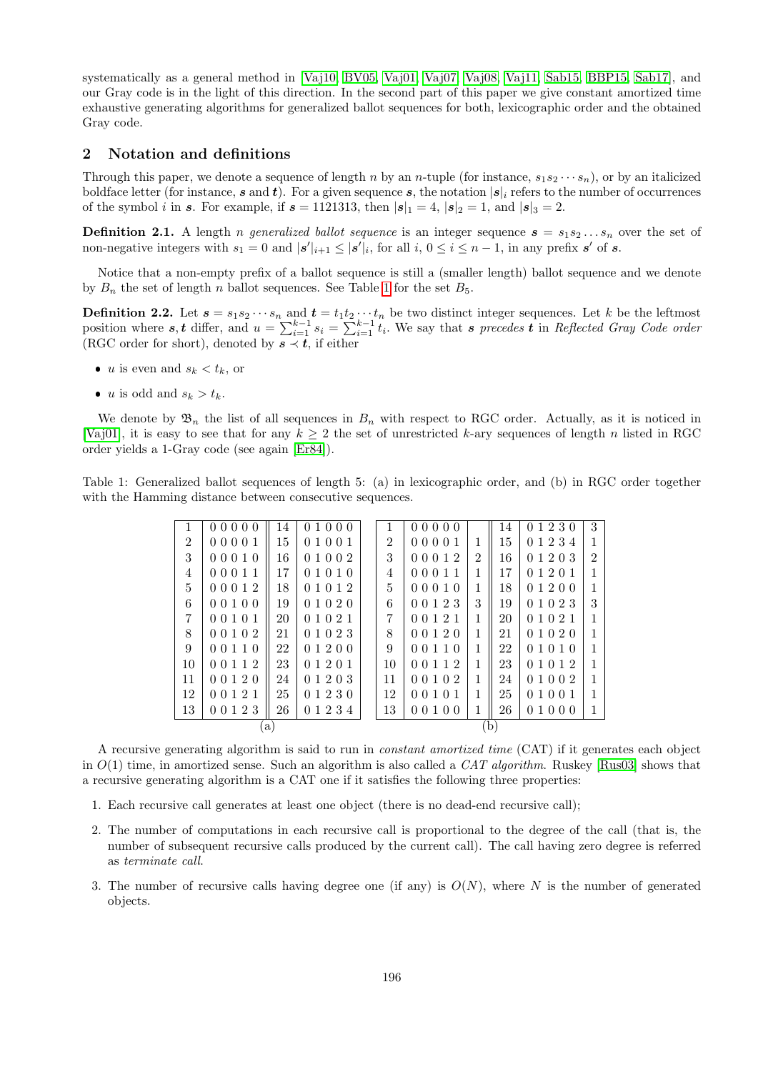systematically as a general method in [Vaj10, BV05, Vaj01, Vaj07, Vaj08, Vaj11, Sab15, BBP15, Sab17], and our Gray code is in the light of this direction. In the second part of this paper we give constant amortized time exhaustive generating algorithms for generalized ballot sequences for both, lexicographic order and the obtained Gray code.

## 2 Notation and definitions

Through this paper, we denote a sequence of length $n$ by an $n$-tuple (for instance, $s_1 s_2 \cdots s_n$), or by an italicized boldface letter (for instance, $\boldsymbol{s}$ and $\boldsymbol{t}$). For a given sequence $\boldsymbol{s}$, the notation $|\boldsymbol{s}|_i$ refers to the number of occurrences of the symbol $i$ in $\boldsymbol{s}$. For example, if $\boldsymbol{s} = 1121313$, then $|\boldsymbol{s}|_1 = 4$, $|\boldsymbol{s}|_2 = 1$, and $|\boldsymbol{s}|_3 = 2$.

**Definition 2.1.** A length $n$ *generalized ballot sequence* is an integer sequence $\boldsymbol{s} = s_1 s_2 \ldots s_n$ over the set of non-negative integers with $s_1 = 0$ and $|\boldsymbol{s}'|_{i+1} \leq |\boldsymbol{s}'|_i$, for all $i$, $0 \leq i \leq n-1$, in any prefix $\boldsymbol{s}'$ of $\boldsymbol{s}$.

Notice that a non-empty prefix of a ballot sequence is still a (smaller length) ballot sequence and we denote by $B_n$ the set of length $n$ ballot sequences. See Table 1 for the set $B_5$.

**Definition 2.2.** Let $\boldsymbol{s} = s_1 s_2 \cdots s_n$ and $\boldsymbol{t} = t_1 t_2 \cdots t_n$ be two distinct integer sequences. Let $k$ be the leftmost position where $\boldsymbol{s}, \boldsymbol{t}$ differ, and $u = \sum_{i=1}^{k-1} s_i = \sum_{i=1}^{k-1} t_i$. We say that $\boldsymbol{s}$ *precedes* $\boldsymbol{t}$ in *Reflected Gray Code order* (RGC order for short), denoted by $\boldsymbol{s} \prec \boldsymbol{t}$, if either

- $u$ is even and $s_k < t_k$, or
- $u$ is odd and $s_k > t_k$.

We denote by $\mathfrak{B}_n$ the list of all sequences in $B_n$ with respect to RGC order. Actually, as it is noticed in [Vaj01], it is easy to see that for any $k \geq 2$ the set of unrestricted $k$-ary sequences of length $n$ listed in RGC order yields a 1-Gray code (see again [Er84]).

Table 1: Generalized ballot sequences of length 5: (a) in lexicographic order, and (b) in RGC order together with the Hamming distance between consecutive sequences.

(a)

| | | | |
|---|---|---|---|
| 1 | 0 0 0 0 0 | 14 | 0 1 0 0 0 |
| 2 | 0 0 0 0 1 | 15 | 0 1 0 0 1 |
| 3 | 0 0 0 1 0 | 16 | 0 1 0 0 2 |
| 4 | 0 0 0 1 1 | 17 | 0 1 0 1 0 |
| 5 | 0 0 0 1 2 | 18 | 0 1 0 1 2 |
| 6 | 0 0 1 0 0 | 19 | 0 1 0 2 0 |
| 7 | 0 0 1 0 1 | 20 | 0 1 0 2 1 |
| 8 | 0 0 1 0 2 | 21 | 0 1 0 2 3 |
| 9 | 0 0 1 1 0 | 22 | 0 1 2 0 0 |
| 10 | 0 0 1 1 2 | 23 | 0 1 2 0 1 |
| 11 | 0 0 1 2 0 | 24 | 0 1 2 0 3 |
| 12 | 0 0 1 2 1 | 25 | 0 1 2 3 0 |
| 13 | 0 0 1 2 3 | 26 | 0 1 2 3 4 |

(b)

| | | | | | |
|---|---|---|---|---|---|
| 1 | 0 0 0 0 0 | | 14 | 0 1 2 3 0 | 3 |
| 2 | 0 0 0 0 1 | 1 | 15 | 0 1 2 3 4 | 1 |
| 3 | 0 0 0 1 2 | 2 | 16 | 0 1 2 0 3 | 2 |
| 4 | 0 0 0 1 1 | 1 | 17 | 0 1 2 0 1 | 1 |
| 5 | 0 0 0 1 0 | 1 | 18 | 0 1 2 0 0 | 1 |
| 6 | 0 0 1 2 3 | 3 | 19 | 0 1 0 2 3 | 3 |
| 7 | 0 0 1 2 1 | 1 | 20 | 0 1 0 2 1 | 1 |
| 8 | 0 0 1 2 0 | 1 | 21 | 0 1 0 2 0 | 1 |
| 9 | 0 0 1 1 0 | 1 | 22 | 0 1 0 1 0 | 1 |
| 10 | 0 0 1 1 2 | 1 | 23 | 0 1 0 1 2 | 1 |
| 11 | 0 0 1 0 2 | 1 | 24 | 0 1 0 0 2 | 1 |
| 12 | 0 0 1 0 1 | 1 | 25 | 0 1 0 0 1 | 1 |
| 13 | 0 0 1 0 0 | 1 | 26 | 0 1 0 0 0 | 1 |

A recursive generating algorithm is said to run in *constant amortized time* (CAT) if it generates each object in $O(1)$ time, in amortized sense. Such an algorithm is also called a *CAT algorithm*. Ruskey [Rus03] shows that a recursive generating algorithm is a CAT one if it satisfies the following three properties:

1. Each recursive call generates at least one object (there is no dead-end recursive call);
2. The number of computations in each recursive call is proportional to the degree of the call (that is, the number of subsequent recursive calls produced by the current call). The call having zero degree is referred as *terminate call*.
3. The number of recursive calls having degree one (if any) is $O(N)$, where $N$ is the number of generated objects.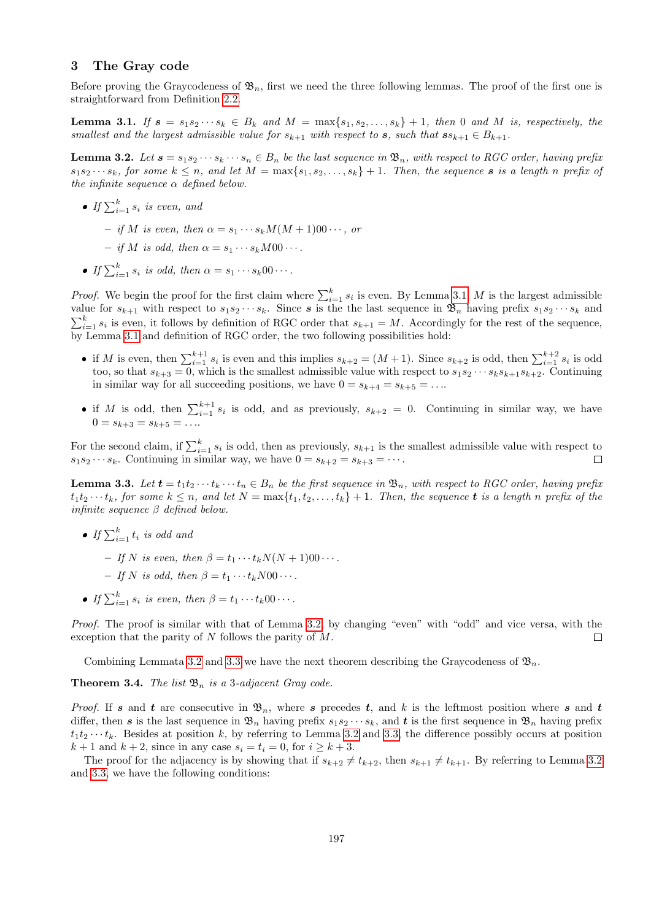## 3 The Gray code

Before proving the Graycodeness of $\mathfrak{B}_n$, first we need the three following lemmas. The proof of the first one is straightforward from Definition 2.2.

**Lemma 3.1.** *If $\boldsymbol{s} = s_1 s_2 \cdots s_k \in B_k$ and $M = \max\{s_1, s_2, \ldots, s_k\} + 1$, then 0 and $M$ is, respectively, the smallest and the largest admissible value for $s_{k+1}$ with respect to $\boldsymbol{s}$, such that $\boldsymbol{s}s_{k+1} \in B_{k+1}$.*

**Lemma 3.2.** *Let $\boldsymbol{s} = s_1 s_2 \cdots s_k \cdots s_n \in B_n$ be the last sequence in $\mathfrak{B}_n$, with respect to RGC order, having prefix $s_1 s_2 \cdots s_k$, for some $k \leq n$, and let $M = \max\{s_1, s_2, \ldots, s_k\} + 1$. Then, the sequence $\boldsymbol{s}$ is a length $n$ prefix of the infinite sequence $\alpha$ defined below.*

- *If $\sum_{i=1}^{k} s_i$ is even, and*
  - *if $M$ is even, then $\alpha = s_1 \cdots s_k M(M+1)00\cdots$, or*
  - *if $M$ is odd, then $\alpha = s_1 \cdots s_k M00\cdots$.*
- *If $\sum_{i=1}^{k} s_i$ is odd, then $\alpha = s_1 \cdots s_k 00 \cdots$.*

*Proof.* We begin the proof for the first claim where $\sum_{i=1}^{k} s_i$ is even. By Lemma 3.1, $M$ is the largest admissible value for $s_{k+1}$ with respect to $s_1 s_2 \cdots s_k$. Since $\boldsymbol{s}$ is the the last sequence in $\mathfrak{B}_n$ having prefix $s_1 s_2 \cdots s_k$ and $\sum_{i=1}^{k} s_i$ is even, it follows by definition of RGC order that $s_{k+1} = M$. Accordingly for the rest of the sequence, by Lemma 3.1 and definition of RGC order, the two following possibilities hold:

- if $M$ is even, then $\sum_{i=1}^{k+1} s_i$ is even and this implies $s_{k+2} = (M+1)$. Since $s_{k+2}$ is odd, then $\sum_{i=1}^{k+2} s_i$ is odd too, so that $s_{k+3} = 0$, which is the smallest admissible value with respect to $s_1 s_2 \cdots s_k s_{k+1} s_{k+2}$. Continuing in similar way for all succeeding positions, we have $0 = s_{k+4} = s_{k+5} = \ldots$.
- if $M$ is odd, then $\sum_{i=1}^{k+1} s_i$ is odd, and as previously, $s_{k+2} = 0$. Continuing in similar way, we have $0 = s_{k+3} = s_{k+5} = \ldots$.

For the second claim, if $\sum_{i=1}^{k} s_i$ is odd, then as previously, $s_{k+1}$ is the smallest admissible value with respect to $s_1 s_2 \cdots s_k$. Continuing in similar way, we have $0 = s_{k+2} = s_{k+3} = \cdots$. ◻

**Lemma 3.3.** *Let $\boldsymbol{t} = t_1 t_2 \cdots t_k \cdots t_n \in B_n$ be the first sequence in $\mathfrak{B}_n$, with respect to RGC order, having prefix $t_1 t_2 \cdots t_k$, for some $k \leq n$, and let $N = \max\{t_1, t_2, \ldots, t_k\} + 1$. Then, the sequence $\boldsymbol{t}$ is a length $n$ prefix of the infinite sequence $\beta$ defined below.*

- *If $\sum_{i=1}^{k} t_i$ is odd and*
  - *If $N$ is even, then $\beta = t_1 \cdots t_k N(N+1)00\cdots$.*
  - *If $N$ is odd, then $\beta = t_1 \cdots t_k N00\cdots$.*
- *If $\sum_{i=1}^{k} s_i$ is even, then $\beta = t_1 \cdots t_k 00 \cdots$.*

*Proof.* The proof is similar with that of Lemma 3.2, by changing "even" with "odd" and vice versa, with the exception that the parity of $N$ follows the parity of $M$. ◻

Combining Lemmata 3.2 and 3.3 we have the next theorem describing the Graycodeness of $\mathfrak{B}_n$.

**Theorem 3.4.** *The list $\mathfrak{B}_n$ is a 3-adjacent Gray code.*

*Proof.* If $\boldsymbol{s}$ and $\boldsymbol{t}$ are consecutive in $\mathfrak{B}_n$, where $\boldsymbol{s}$ precedes $\boldsymbol{t}$, and $k$ is the leftmost position where $\boldsymbol{s}$ and $\boldsymbol{t}$ differ, then $\boldsymbol{s}$ is the last sequence in $\mathfrak{B}_n$ having prefix $s_1 s_2 \cdots s_k$, and $\boldsymbol{t}$ is the first sequence in $\mathfrak{B}_n$ having prefix $t_1 t_2 \cdots t_k$. Besides at position $k$, by referring to Lemma 3.2 and 3.3, the difference possibly occurs at position $k+1$ and $k+2$, since in any case $s_i = t_i = 0$, for $i \geq k+3$.

The proof for the adjacency is by showing that if $s_{k+2} \neq t_{k+2}$, then $s_{k+1} \neq t_{k+1}$. By referring to Lemma 3.2 and 3.3, we have the following conditions: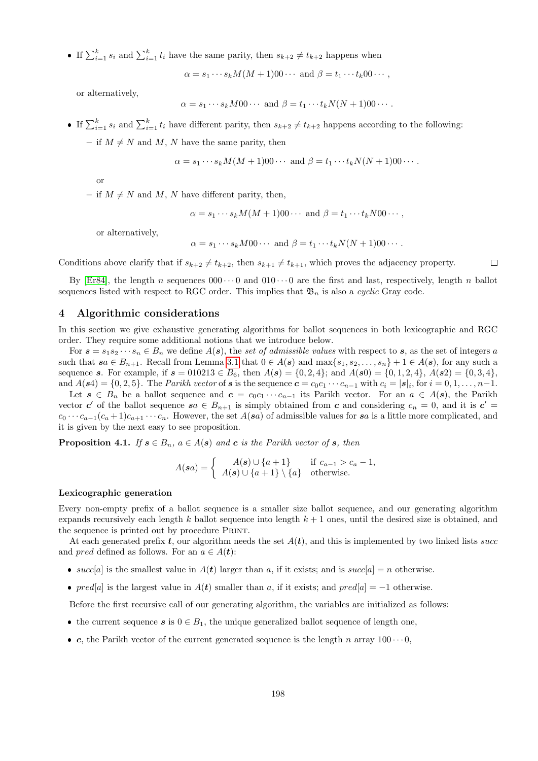- If $\sum_{i=1}^{k} s_i$ and $\sum_{i=1}^{k} t_i$ have the same parity, then $s_{k+2} \neq t_{k+2}$ happens when

$$\alpha = s_1 \cdots s_k M(M+1)00\cdots \text{ and } \beta = t_1 \cdots t_k 00\cdots,$$

  or alternatively,

$$\alpha = s_1 \cdots s_k M 00\cdots \text{ and } \beta = t_1 \cdots t_k N(N+1)00\cdots.$$

- If $\sum_{i=1}^{k} s_i$ and $\sum_{i=1}^{k} t_i$ have different parity, then $s_{k+2} \neq t_{k+2}$ happens according to the following:
  - if $M \neq N$ and $M$, $N$ have the same parity, then

$$\alpha = s_1 \cdots s_k M(M+1)00\cdots \text{ and } \beta = t_1 \cdots t_k N(N+1)00\cdots.$$

    or
  - if $M \neq N$ and $M$, $N$ have different parity, then,

$$\alpha = s_1 \cdots s_k M(M+1)00\cdots \text{ and } \beta = t_1 \cdots t_k N00\cdots,$$

    or alternatively,

$$\alpha = s_1 \cdots s_k M00\cdots \text{ and } \beta = t_1 \cdots t_k N(N+1)00\cdots.$$

Conditions above clarify that if $s_{k+2} \neq t_{k+2}$, then $s_{k+1} \neq t_{k+1}$, which proves the adjacency property. □

By [Er84], the length $n$ sequences $000\cdots0$ and $010\cdots0$ are the first and last, respectively, length $n$ ballot sequences listed with respect to RGC order. This implies that $\mathfrak{B}_n$ is also a *cyclic* Gray code.

## 4 Algorithmic considerations

In this section we give exhaustive generating algorithms for ballot sequences in both lexicographic and RGC order. They require some additional notions that we introduce below.

For $\boldsymbol{s} = s_1 s_2 \cdots s_n \in B_n$ we define $A(\boldsymbol{s})$, the *set of admissible values* with respect to $\boldsymbol{s}$, as the set of integers $a$ such that $\boldsymbol{s}a \in B_{n+1}$. Recall from Lemma 3.1 that $0 \in A(\boldsymbol{s})$ and $\max\{s_1, s_2, \ldots, s_n\} + 1 \in A(\boldsymbol{s})$, for any such a sequence $\boldsymbol{s}$. For example, if $\boldsymbol{s} = 010213 \in B_6$, then $A(\boldsymbol{s}) = \{0, 2, 4\}$; and $A(\boldsymbol{s}0) = \{0, 1, 2, 4\}$, $A(\boldsymbol{s}2) = \{0, 3, 4\}$, and $A(\boldsymbol{s}4) = \{0, 2, 5\}$. The *Parikh vector* of $\boldsymbol{s}$ is the sequence $\boldsymbol{c} = c_0 c_1 \cdots c_{n-1}$ with $c_i = |\boldsymbol{s}|_i$, for $i = 0, 1, \ldots, n-1$.

Let $\boldsymbol{s} \in B_n$ be a ballot sequence and $\boldsymbol{c} = c_0 c_1 \cdots c_{n-1}$ its Parikh vector. For an $a \in A(\boldsymbol{s})$, the Parikh vector $\boldsymbol{c}'$ of the ballot sequence $\boldsymbol{s}a \in B_{n+1}$ is simply obtained from $\boldsymbol{c}$ and considering $c_n = 0$, and it is $\boldsymbol{c}' = c_0 \cdots c_{a-1}(c_a + 1)c_{a+1} \cdots c_n$. However, the set $A(\boldsymbol{s}a)$ of admissible values for $\boldsymbol{s}a$ is a little more complicated, and it is given by the next easy to see proposition.

**Proposition 4.1.** *If $\boldsymbol{s} \in B_n$, $a \in A(\boldsymbol{s})$ and $\boldsymbol{c}$ is the Parikh vector of $\boldsymbol{s}$, then*

$$A(\boldsymbol{s}a) = \begin{cases} A(\boldsymbol{s}) \cup \{a+1\} & \text{if } c_{a-1} > c_a - 1, \\ A(\boldsymbol{s}) \cup \{a+1\} \setminus \{a\} & \text{otherwise.} \end{cases}$$

#### Lexicographic generation

Every non-empty prefix of a ballot sequence is a smaller size ballot sequence, and our generating algorithm expands recursively each length $k$ ballot sequence into length $k+1$ ones, until the desired size is obtained, and the sequence is printed out by procedure Print.

At each generated prefix $\boldsymbol{t}$, our algorithm needs the set $A(\boldsymbol{t})$, and this is implemented by two linked lists *succ* and *pred* defined as follows. For an $a \in A(\boldsymbol{t})$:

- *succ*$[a]$ is the smallest value in $A(\boldsymbol{t})$ larger than $a$, if it exists; and is *succ*$[a] = n$ otherwise.
- *pred*$[a]$ is the largest value in $A(\boldsymbol{t})$ smaller than $a$, if it exists; and *pred*$[a] = -1$ otherwise.

Before the first recursive call of our generating algorithm, the variables are initialized as follows:

- the current sequence $\boldsymbol{s}$ is $0 \in B_1$, the unique generalized ballot sequence of length one,
- $\boldsymbol{c}$, the Parikh vector of the current generated sequence is the length $n$ array $100\cdots0$,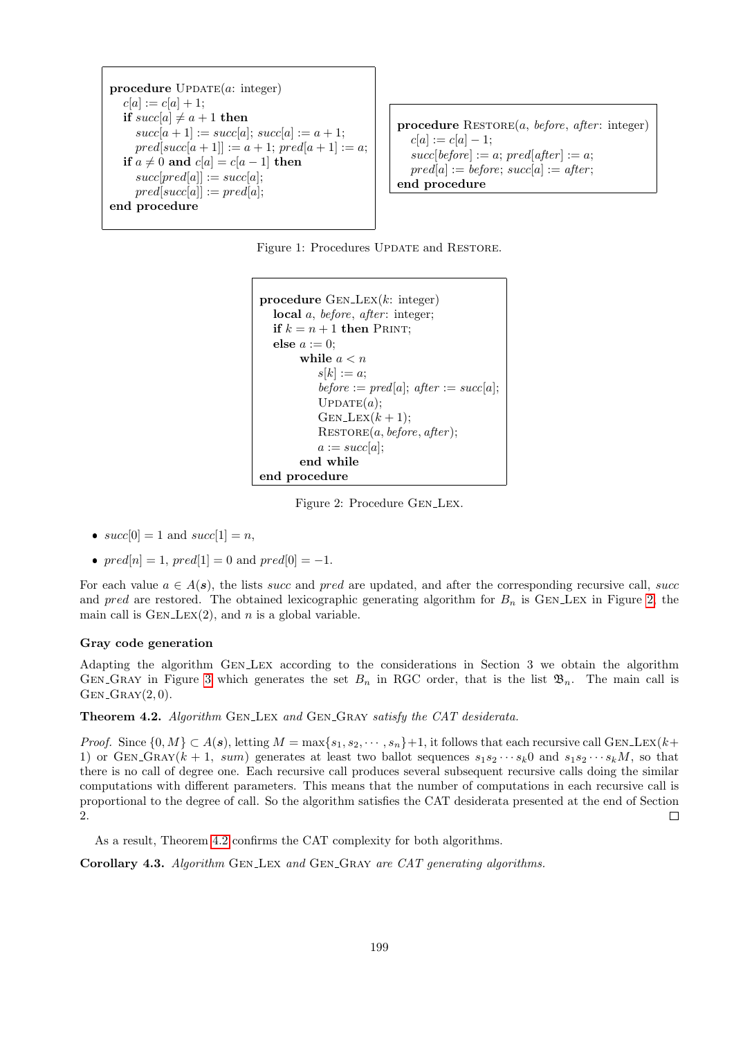```
procedure UPDATE(a: integer)
   c[a] := c[a] + 1;
   if succ[a] ≠ a + 1 then
      succ[a + 1] := succ[a]; succ[a] := a + 1;
      pred[succ[a + 1]] := a + 1; pred[a + 1] := a;
   if a ≠ 0 and c[a] = c[a − 1] then
      succ[pred[a]] := succ[a];
      pred[succ[a]] := pred[a];
end procedure
```

```
procedure RESTORE(a, before, after: integer)
   c[a] := c[a] − 1;
   succ[before] := a; pred[after] := a;
   pred[a] := before; succ[a] := after;
end procedure
```

Figure 1: Procedures UPDATE and RESTORE.

```
procedure GEN_LEX(k: integer)
   local a, before, after: integer;
   if k = n + 1 then PRINT;
   else a := 0;
        while a < n
           s[k] := a;
           before := pred[a]; after := succ[a];
           UPDATE(a);
           GEN_LEX(k + 1);
           RESTORE(a, before, after);
           a := succ[a];
        end while
end procedure
```

Figure 2: Procedure GEN_LEX.

- $succ[0] = 1$ and $succ[1] = n$,
- $pred[n] = 1$, $pred[1] = 0$ and $pred[0] = -1$.

For each value $a \in A(\boldsymbol{s})$, the lists *succ* and *pred* are updated, and after the corresponding recursive call, *succ* and *pred* are restored. The obtained lexicographic generating algorithm for $B_n$ is GEN_LEX in Figure 2, the main call is GEN_LEX(2), and $n$ is a global variable.

### Gray code generation

Adapting the algorithm GEN_LEX according to the considerations in Section 3 we obtain the algorithm GEN_GRAY in Figure 3 which generates the set $B_n$ in RGC order, that is the list $\mathfrak{B}_n$. The main call is GEN_GRAY(2, 0).

**Theorem 4.2.** *Algorithm* GEN_LEX *and* GEN_GRAY *satisfy the CAT desiderata.*

*Proof.* Since $\{0, M\} \subset A(\boldsymbol{s})$, letting $M = \max\{s_1, s_2, \cdots, s_n\}+1$, it follows that each recursive call GEN_LEX($k+1$) or GEN_GRAY($k+1$, *sum*) generates at least two ballot sequences $s_1 s_2 \cdots s_k 0$ and $s_1 s_2 \cdots s_k M$, so that there is no call of degree one. Each recursive call produces several subsequent recursive calls doing the similar computations with different parameters. This means that the number of computations in each recursive call is proportional to the degree of call. So the algorithm satisfies the CAT desiderata presented at the end of Section 2. □

As a result, Theorem 4.2 confirms the CAT complexity for both algorithms.

**Corollary 4.3.** *Algorithm* GEN_LEX *and* GEN_GRAY *are CAT generating algorithms.*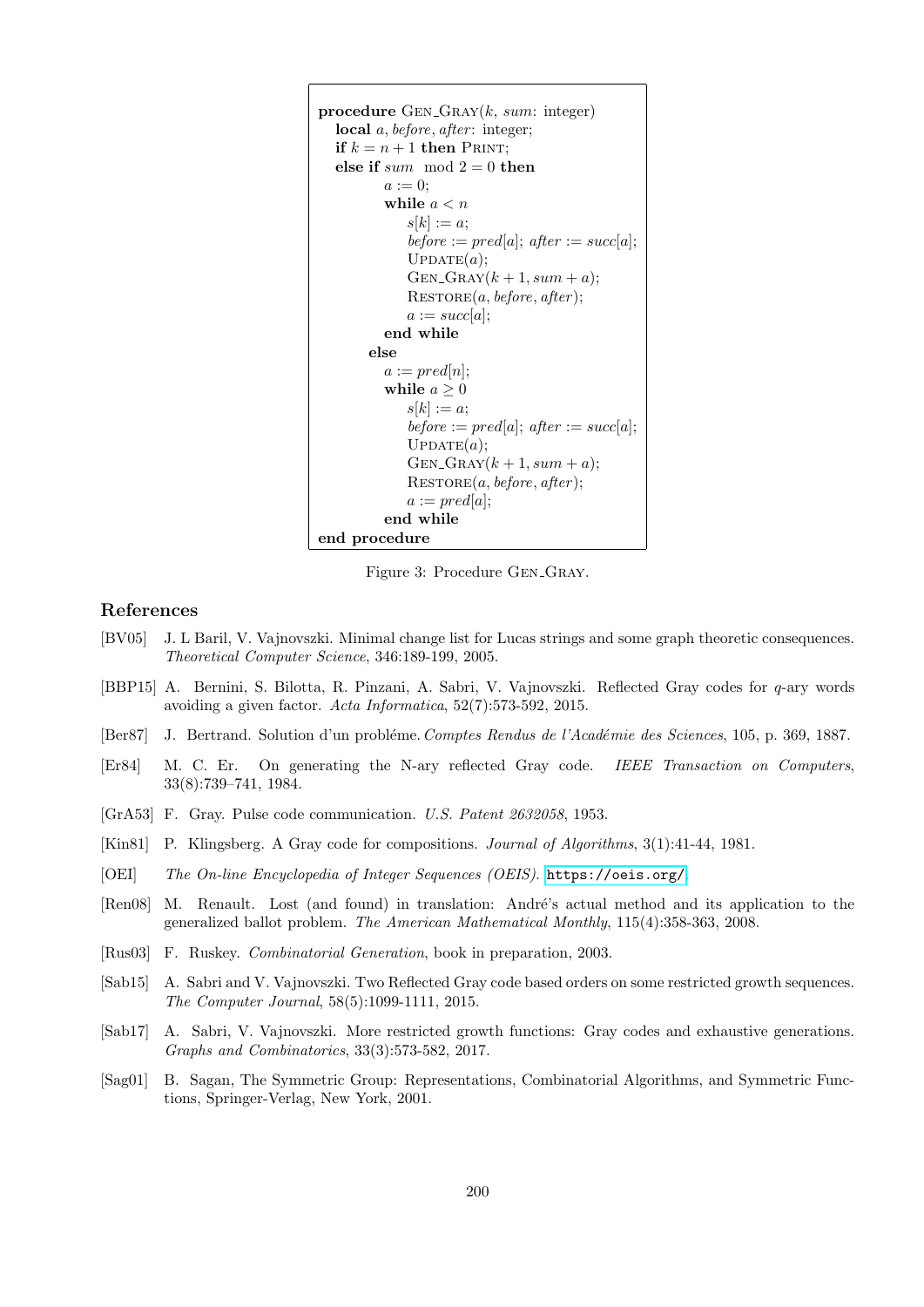```
procedure GEN_GRAY(k, sum: integer)
  local a, before, after: integer;
  if k = n + 1 then PRINT;
  else if sum mod 2 = 0 then
        a := 0;
        while a < n
            s[k] := a;
            before := pred[a]; after := succ[a];
            UPDATE(a);
            GEN_GRAY(k + 1, sum + a);
            RESTORE(a, before, after);
            a := succ[a];
        end while
      else
        a := pred[n];
        while a ≥ 0
            s[k] := a;
            before := pred[a]; after := succ[a];
            UPDATE(a);
            GEN_GRAY(k + 1, sum + a);
            RESTORE(a, before, after);
            a := pred[a];
        end while
end procedure
```

Figure 3: Procedure GEN_GRAY.

## References

[BV05] J. L Baril, V. Vajnovszki. Minimal change list for Lucas strings and some graph theoretic consequences. *Theoretical Computer Science*, 346:189-199, 2005.

[BBP15] A. Bernini, S. Bilotta, R. Pinzani, A. Sabri, V. Vajnovszki. Reflected Gray codes for $q$-ary words avoiding a given factor. *Acta Informatica*, 52(7):573-592, 2015.

[Ber87] J. Bertrand. Solution d'un probléme. *Comptes Rendus de l'Académie des Sciences*, 105, p. 369, 1887.

[Er84] M. C. Er. On generating the N-ary reflected Gray code. *IEEE Transaction on Computers*, 33(8):739–741, 1984.

[GrA53] F. Gray. Pulse code communication. *U.S. Patent 2632058*, 1953.

[Kin81] P. Klingsberg. A Gray code for compositions. *Journal of Algorithms*, 3(1):41-44, 1981.

[OEI] *The On-line Encyclopedia of Integer Sequences (OEIS)*. https://oeis.org/.

[Ren08] M. Renault. Lost (and found) in translation: André's actual method and its application to the generalized ballot problem. *The American Mathematical Monthly*, 115(4):358-363, 2008.

[Rus03] F. Ruskey. *Combinatorial Generation*, book in preparation, 2003.

[Sab15] A. Sabri and V. Vajnovszki. Two Reflected Gray code based orders on some restricted growth sequences. *The Computer Journal*, 58(5):1099-1111, 2015.

[Sab17] A. Sabri, V. Vajnovszki. More restricted growth functions: Gray codes and exhaustive generations. *Graphs and Combinatorics*, 33(3):573-582, 2017.

[Sag01] B. Sagan, The Symmetric Group: Representations, Combinatorial Algorithms, and Symmetric Functions, Springer-Verlag, New York, 2001.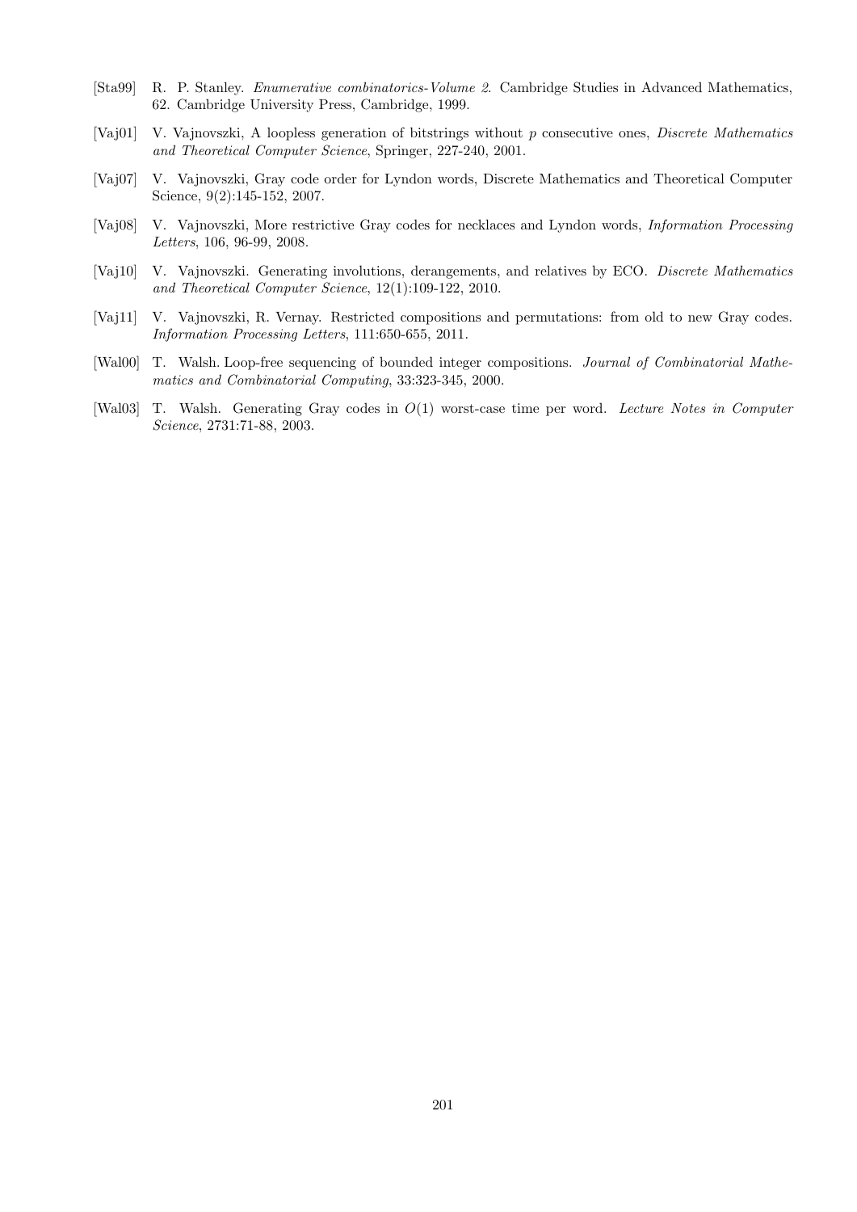[Sta99] R. P. Stanley. *Enumerative combinatorics-Volume 2*. Cambridge Studies in Advanced Mathematics, 62. Cambridge University Press, Cambridge, 1999.

[Vaj01] V. Vajnovszki, A loopless generation of bitstrings without $p$ consecutive ones, *Discrete Mathematics and Theoretical Computer Science*, Springer, 227-240, 2001.

[Vaj07] V. Vajnovszki, Gray code order for Lyndon words, Discrete Mathematics and Theoretical Computer Science, 9(2):145-152, 2007.

[Vaj08] V. Vajnovszki, More restrictive Gray codes for necklaces and Lyndon words, *Information Processing Letters*, 106, 96-99, 2008.

[Vaj10] V. Vajnovszki. Generating involutions, derangements, and relatives by ECO. *Discrete Mathematics and Theoretical Computer Science*, 12(1):109-122, 2010.

[Vaj11] V. Vajnovszki, R. Vernay. Restricted compositions and permutations: from old to new Gray codes. *Information Processing Letters*, 111:650-655, 2011.

[Wal00] T. Walsh. Loop-free sequencing of bounded integer compositions. *Journal of Combinatorial Mathematics and Combinatorial Computing*, 33:323-345, 2000.

[Wal03] T. Walsh. Generating Gray codes in $O(1)$ worst-case time per word. *Lecture Notes in Computer Science*, 2731:71-88, 2003.